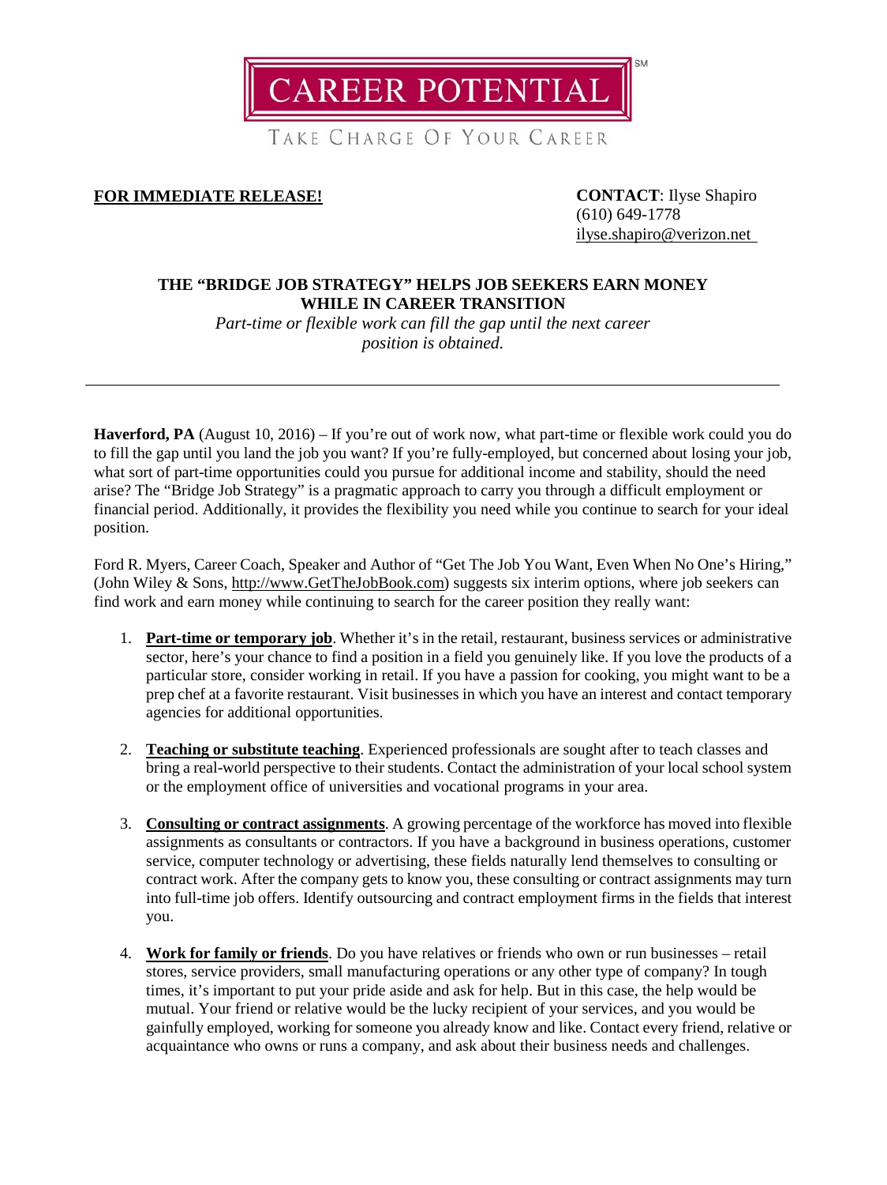CAREER POTENTIAL[SM]

TAKE CHARGE OF YOUR CAREER

**FOR IMMEDIATE RELEASE!**

**CONTACT**: Ilyse Shapiro
(610) 649-1778
ilyse.shapiro@verizon.net

## THE "BRIDGE JOB STRATEGY" HELPS JOB SEEKERS EARN MONEY WHILE IN CAREER TRANSITION

*Part-time or flexible work can fill the gap until the next career position is obtained.*

---

**Haverford, PA** (August 10, 2016) – If you're out of work now, what part-time or flexible work could you do to fill the gap until you land the job you want? If you're fully-employed, but concerned about losing your job, what sort of part-time opportunities could you pursue for additional income and stability, should the need arise? The "Bridge Job Strategy" is a pragmatic approach to carry you through a difficult employment or financial period. Additionally, it provides the flexibility you need while you continue to search for your ideal position.

Ford R. Myers, Career Coach, Speaker and Author of "Get The Job You Want, Even When No One's Hiring," (John Wiley & Sons, http://www.GetTheJobBook.com) suggests six interim options, where job seekers can find work and earn money while continuing to search for the career position they really want:

1. **Part-time or temporary job**. Whether it's in the retail, restaurant, business services or administrative sector, here's your chance to find a position in a field you genuinely like. If you love the products of a particular store, consider working in retail. If you have a passion for cooking, you might want to be a prep chef at a favorite restaurant. Visit businesses in which you have an interest and contact temporary agencies for additional opportunities.

2. **Teaching or substitute teaching**. Experienced professionals are sought after to teach classes and bring a real-world perspective to their students. Contact the administration of your local school system or the employment office of universities and vocational programs in your area.

3. **Consulting or contract assignments**. A growing percentage of the workforce has moved into flexible assignments as consultants or contractors. If you have a background in business operations, customer service, computer technology or advertising, these fields naturally lend themselves to consulting or contract work. After the company gets to know you, these consulting or contract assignments may turn into full-time job offers. Identify outsourcing and contract employment firms in the fields that interest you.

4. **Work for family or friends**. Do you have relatives or friends who own or run businesses – retail stores, service providers, small manufacturing operations or any other type of company? In tough times, it's important to put your pride aside and ask for help. But in this case, the help would be mutual. Your friend or relative would be the lucky recipient of your services, and you would be gainfully employed, working for someone you already know and like. Contact every friend, relative or acquaintance who owns or runs a company, and ask about their business needs and challenges.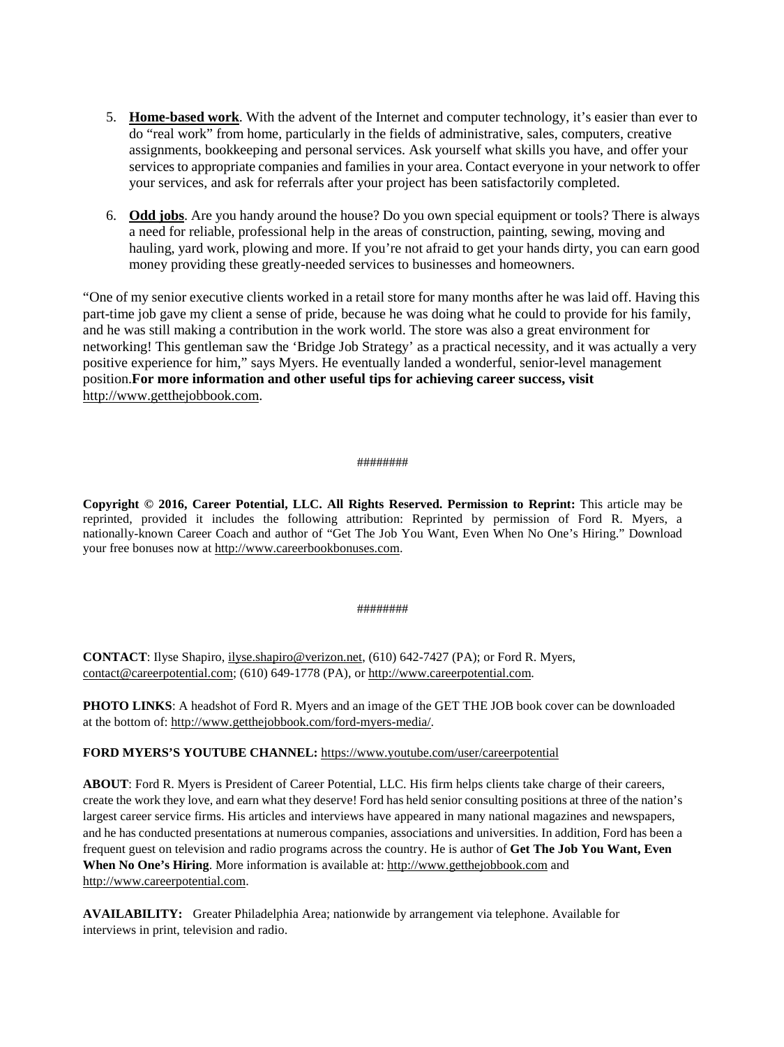5. **Home-based work**. With the advent of the Internet and computer technology, it's easier than ever to do "real work" from home, particularly in the fields of administrative, sales, computers, creative assignments, bookkeeping and personal services. Ask yourself what skills you have, and offer your services to appropriate companies and families in your area. Contact everyone in your network to offer your services, and ask for referrals after your project has been satisfactorily completed.

6. **Odd jobs**. Are you handy around the house? Do you own special equipment or tools? There is always a need for reliable, professional help in the areas of construction, painting, sewing, moving and hauling, yard work, plowing and more. If you're not afraid to get your hands dirty, you can earn good money providing these greatly-needed services to businesses and homeowners.

"One of my senior executive clients worked in a retail store for many months after he was laid off. Having this part-time job gave my client a sense of pride, because he was doing what he could to provide for his family, and he was still making a contribution in the work world. The store was also a great environment for networking! This gentleman saw the 'Bridge Job Strategy' as a practical necessity, and it was actually a very positive experience for him," says Myers. He eventually landed a wonderful, senior-level management position.**For more information and other useful tips for achieving career success, visit** http://www.getthejobbook.com.

########

**Copyright © 2016, Career Potential, LLC. All Rights Reserved. Permission to Reprint:** This article may be reprinted, provided it includes the following attribution: Reprinted by permission of Ford R. Myers, a nationally-known Career Coach and author of "Get The Job You Want, Even When No One's Hiring." Download your free bonuses now at http://www.careerbookbonuses.com.

########

**CONTACT**: Ilyse Shapiro, ilyse.shapiro@verizon.net, (610) 642-7427 (PA); or Ford R. Myers, contact@careerpotential.com; (610) 649-1778 (PA), or http://www.careerpotential.com.

**PHOTO LINKS**: A headshot of Ford R. Myers and an image of the GET THE JOB book cover can be downloaded at the bottom of: http://www.getthejobbook.com/ford-myers-media/.

**FORD MYERS'S YOUTUBE CHANNEL:** https://www.youtube.com/user/careerpotential

**ABOUT**: Ford R. Myers is President of Career Potential, LLC. His firm helps clients take charge of their careers, create the work they love, and earn what they deserve! Ford has held senior consulting positions at three of the nation's largest career service firms. His articles and interviews have appeared in many national magazines and newspapers, and he has conducted presentations at numerous companies, associations and universities. In addition, Ford has been a frequent guest on television and radio programs across the country. He is author of **Get The Job You Want, Even When No One's Hiring**. More information is available at: http://www.getthejobbook.com and http://www.careerpotential.com.

**AVAILABILITY:** Greater Philadelphia Area; nationwide by arrangement via telephone. Available for interviews in print, television and radio.